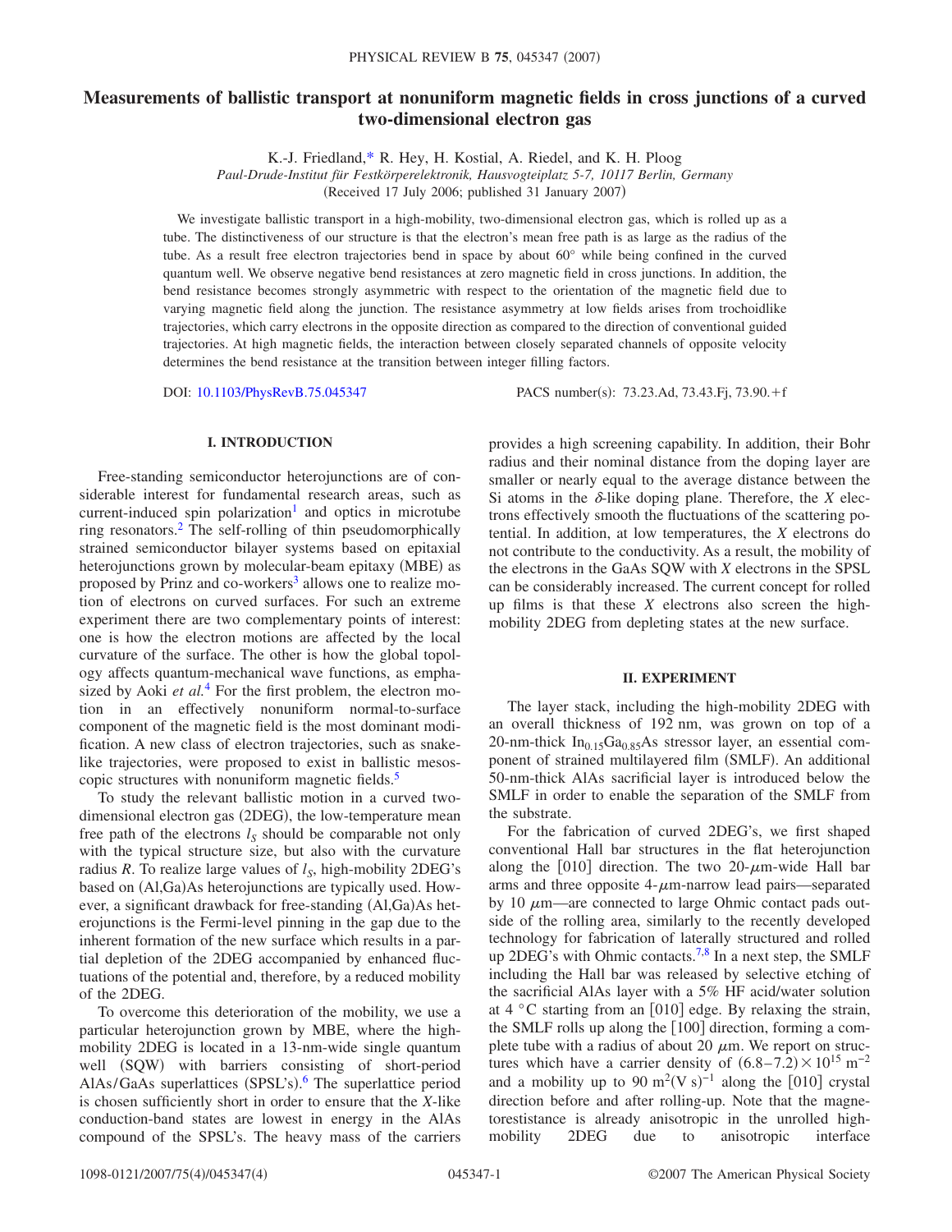# Measurements of ballistic transport at nonuniform magnetic fields in cross junctions of a curved two-dimensional electron gas

K.-J. Friedland,* R. Hey, H. Kostial, A. Riedel, and K. H. Ploog

*Paul-Drude-Institut für Festkörperelektronik, Hausvogteiplatz 5-7, 10117 Berlin, Germany*

(Received 17 July 2006; published 31 January 2007)

We investigate ballistic transport in a high-mobility, two-dimensional electron gas, which is rolled up as a tube. The distinctiveness of our structure is that the electron's mean free path is as large as the radius of the tube. As a result free electron trajectories bend in space by about 60° while being confined in the curved quantum well. We observe negative bend resistances at zero magnetic field in cross junctions. In addition, the bend resistance becomes strongly asymmetric with respect to the orientation of the magnetic field due to varying magnetic field along the junction. The resistance asymmetry at low fields arises from trochoidlike trajectories, which carry electrons in the opposite direction as compared to the direction of conventional guided trajectories. At high magnetic fields, the interaction between closely separated channels of opposite velocity determines the bend resistance at the transition between integer filling factors.

DOI: 10.1103/PhysRevB.75.045347

PACS number(s): 73.23.Ad, 73.43.Fj, 73.90.+f

## I. INTRODUCTION

Free-standing semiconductor heterojunctions are of considerable interest for fundamental research areas, such as current-induced spin polarization[1] and optics in microtube ring resonators.[2] The self-rolling of thin pseudomorphically strained semiconductor bilayer systems based on epitaxial heterojunctions grown by molecular-beam epitaxy (MBE) as proposed by Prinz and co-workers[3] allows one to realize motion of electrons on curved surfaces. For such an extreme experiment there are two complementary points of interest: one is how the electron motions are affected by the local curvature of the surface. The other is how the global topology affects quantum-mechanical wave functions, as emphasized by Aoki *et al.*[4] For the first problem, the electron motion in an effectively nonuniform normal-to-surface component of the magnetic field is the most dominant modification. A new class of electron trajectories, such as snake-like trajectories, were proposed to exist in ballistic mesoscopic structures with nonuniform magnetic fields.[5]

To study the relevant ballistic motion in a curved two-dimensional electron gas (2DEG), the low-temperature mean free path of the electrons $l_S$ should be comparable not only with the typical structure size, but also with the curvature radius $R$. To realize large values of $l_S$, high-mobility 2DEG's based on (Al,Ga)As heterojunctions are typically used. However, a significant drawback for free-standing (Al,Ga)As heterojunctions is the Fermi-level pinning in the gap due to the inherent formation of the new surface which results in a partial depletion of the 2DEG accompanied by enhanced fluctuations of the potential and, therefore, by a reduced mobility of the 2DEG.

To overcome this deterioration of the mobility, we use a particular heterojunction grown by MBE, where the high-mobility 2DEG is located in a 13-nm-wide single quantum well (SQW) with barriers consisting of short-period AlAs/GaAs superlattices (SPSL's).[6] The superlattice period is chosen sufficiently short in order to ensure that the $X$-like conduction-band states are lowest in energy in the AlAs compound of the SPSL's. The heavy mass of the carriers provides a high screening capability. In addition, their Bohr radius and their nominal distance from the doping layer are smaller or nearly equal to the average distance between the Si atoms in the $\delta$-like doping plane. Therefore, the $X$ electrons effectively smooth the fluctuations of the scattering potential. In addition, at low temperatures, the $X$ electrons do not contribute to the conductivity. As a result, the mobility of the electrons in the GaAs SQW with $X$ electrons in the SPSL can be considerably increased. The current concept for rolled up films is that these $X$ electrons also screen the high-mobility 2DEG from depleting states at the new surface.

## II. EXPERIMENT

The layer stack, including the high-mobility 2DEG with an overall thickness of 192 nm, was grown on top of a 20-nm-thick $In_{0.15}Ga_{0.85}As$ stressor layer, an essential component of strained multilayered film (SMLF). An additional 50-nm-thick AlAs sacrificial layer is introduced below the SMLF in order to enable the separation of the SMLF from the substrate.

For the fabrication of curved 2DEG's, we first shaped conventional Hall bar structures in the flat heterojunction along the [010] direction. The two 20-$\mu$m-wide Hall bar arms and three opposite 4-$\mu$m-narrow lead pairs—separated by 10 $\mu$m—are connected to large Ohmic contact pads outside of the rolling area, similarly to the recently developed technology for fabrication of laterally structured and rolled up 2DEG's with Ohmic contacts.[7,8] In a next step, the SMLF including the Hall bar was released by selective etching of the sacrificial AlAs layer with a 5% HF acid/water solution at 4 °C starting from an [010] edge. By relaxing the strain, the SMLF rolls up along the [100] direction, forming a complete tube with a radius of about 20 $\mu$m. We report on structures which have a carrier density of $(6.8–7.2)\times 10^{15}$ m$^{-2}$ and a mobility up to 90 m$^2$(V s)$^{-1}$ along the [010] crystal direction before and after rolling-up. Note that the magnetoresistance is already anisotropic in the unrolled high-mobility 2DEG due to anisotropic interface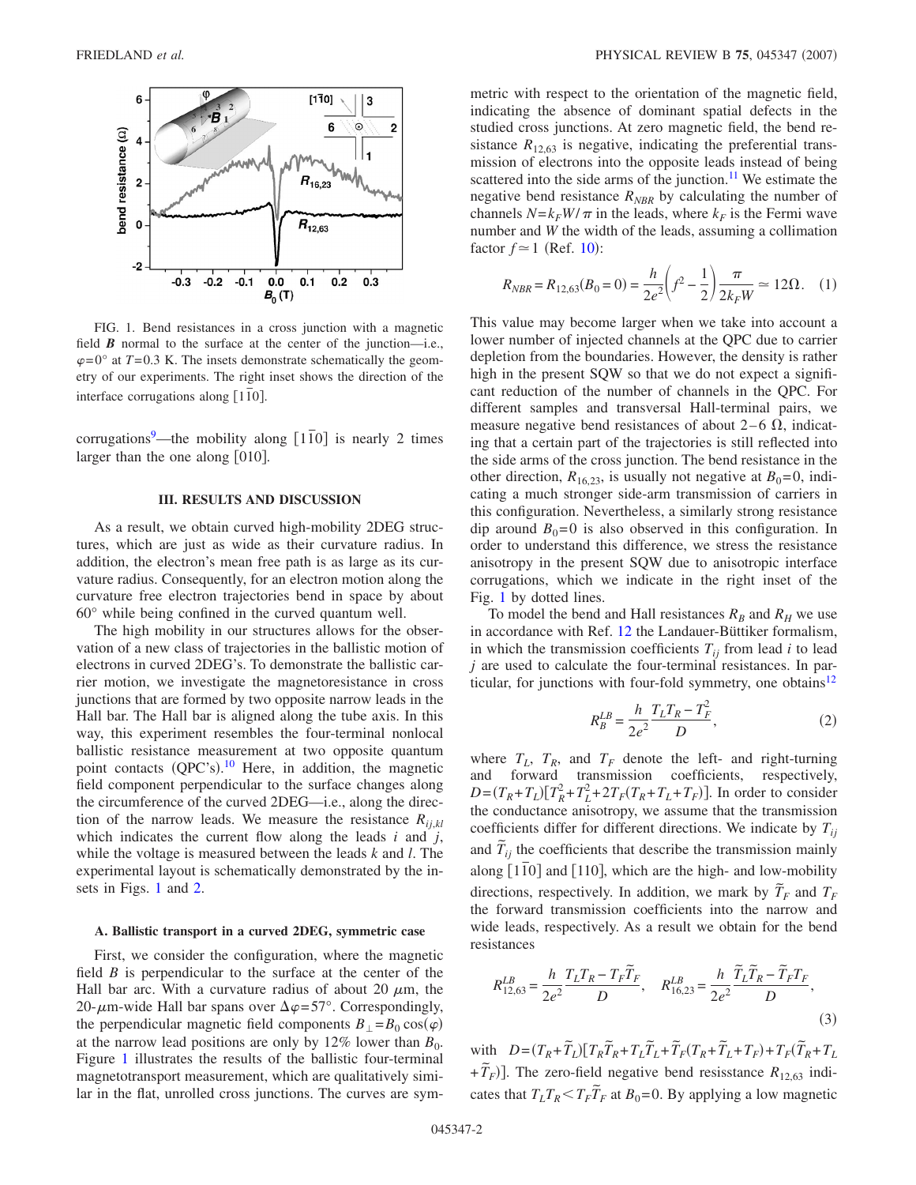FIG. 1. Bend resistances in a cross junction with a magnetic field $\boldsymbol{B}$ normal to the surface at the center of the junction—i.e., $\varphi=0°$ at $T=0.3$ K. The insets demonstrate schematically the geometry of our experiments. The right inset shows the direction of the interface corrugations along $[1\bar{1}0]$.

corrugations[9]—the mobility along $[1\bar{1}0]$ is nearly 2 times larger than the one along $[010]$.

## III. RESULTS AND DISCUSSION

As a result, we obtain curved high-mobility 2DEG structures, which are just as wide as their curvature radius. In addition, the electron's mean free path is as large as its curvature radius. Consequently, for an electron motion along the curvature free electron trajectories bend in space by about 60° while being confined in the curved quantum well.

The high mobility in our structures allows for the observation of a new class of trajectories in the ballistic motion of electrons in curved 2DEG's. To demonstrate the ballistic carrier motion, we investigate the magnetoresistance in cross junctions that are formed by two opposite narrow leads in the Hall bar. The Hall bar is aligned along the tube axis. In this way, this experiment resembles the four-terminal nonlocal ballistic resistance measurement at two opposite quantum point contacts (QPC's).[10] Here, in addition, the magnetic field component perpendicular to the surface changes along the circumference of the curved 2DEG—i.e., along the direction of the narrow leads. We measure the resistance $R_{ij,kl}$ which indicates the current flow along the leads $i$ and $j$, while the voltage is measured between the leads $k$ and $l$. The experimental layout is schematically demonstrated by the insets in Figs. 1 and 2.

### A. Ballistic transport in a curved 2DEG, symmetric case

First, we consider the configuration, where the magnetic field $B$ is perpendicular to the surface at the center of the Hall bar arc. With a curvature radius of about 20 $\mu$m, the 20-$\mu$m-wide Hall bar spans over $\Delta\varphi=57°$. Correspondingly, the perpendicular magnetic field components $B_{\perp}=B_0\cos(\varphi)$ at the narrow lead positions are only by 12% lower than $B_0$. Figure 1 illustrates the results of the ballistic four-terminal magnetotransport measurement, which are qualitatively similar in the flat, unrolled cross junctions. The curves are symmetric with respect to the orientation of the magnetic field, indicating the absence of dominant spatial defects in the studied cross junctions. At zero magnetic field, the bend resistance $R_{12,63}$ is negative, indicating the preferential transmission of electrons into the opposite leads instead of being scattered into the side arms of the junction.[11] We estimate the negative bend resistance $R_{NBR}$ by calculating the number of channels $N=k_F W/\pi$ in the leads, where $k_F$ is the Fermi wave number and $W$ the width of the leads, assuming a collimation factor $f\simeq 1$ (Ref. 10):

$$R_{NBR}=R_{12,63}(B_0=0)=\frac{h}{2e^2}\left(f^2-\frac{1}{2}\right)\frac{\pi}{2k_F W}\simeq 12\Omega. \quad (1)$$

This value may become larger when we take into account a lower number of injected channels at the QPC due to carrier depletion from the boundaries. However, the density is rather high in the present SQW so that we do not expect a significant reduction of the number of channels in the QPC. For different samples and transversal Hall-terminal pairs, we measure negative bend resistances of about 2–6 $\Omega$, indicating that a certain part of the trajectories is still reflected into the side arms of the cross junction. The bend resistance in the other direction, $R_{16,23}$, is usually not negative at $B_0=0$, indicating a much stronger side-arm transmission of carriers in this configuration. Nevertheless, a similarly strong resistance dip around $B_0=0$ is also observed in this configuration. In order to understand this difference, we stress the resistance anisotropy in the present SQW due to anisotropic interface corrugations, which we indicate in the right inset of the Fig. 1 by dotted lines.

To model the bend and Hall resistances $R_B$ and $R_H$ we use in accordance with Ref. 12 the Landauer-Büttiker formalism, in which the transmission coefficients $T_{ij}$ from lead $i$ to lead $j$ are used to calculate the four-terminal resistances. In particular, for junctions with four-fold symmetry, one obtains[12]

$$R_B^{LB}=\frac{h}{2e^2}\frac{T_L T_R-T_F^2}{D}, \quad (2)$$

where $T_L$, $T_R$, and $T_F$ denote the left- and right-turning and forward transmission coefficients, respectively, $D=(T_R+T_L)[T_R^2+T_L^2+2T_F(T_R+T_L+T_F)]$. In order to consider the conductance anisotropy, we assume that the transmission coefficients differ for different directions. We indicate by $T_{ij}$ and $\tilde{T}_{ij}$ the coefficients that describe the transmission mainly along $[1\bar{1}0]$ and $[110]$, which are the high- and low-mobility directions, respectively. In addition, we mark by $\tilde{T}_F$ and $T_F$ the forward transmission coefficients into the narrow and wide leads, respectively. As a result we obtain for the bend resistances

$$R_{12,63}^{LB}=\frac{h}{2e^2}\frac{T_L T_R-T_F\tilde{T}_F}{D}, \quad R_{16,23}^{LB}=\frac{h}{2e^2}\frac{\tilde{T}_L\tilde{T}_R-\tilde{T}_F T_F}{D}, \quad (3)$$

with $D=(T_R+\tilde{T}_L)[T_R\tilde{T}_R+T_L\tilde{T}_L+\tilde{T}_F(T_R+\tilde{T}_L+T_F)+T_F(\tilde{T}_R+T_L+\tilde{T}_F)]$. The zero-field negative bend resisstance $R_{12,63}$ indicates that $T_L T_R<T_F\tilde{T}_F$ at $B_0=0$. By applying a low magnetic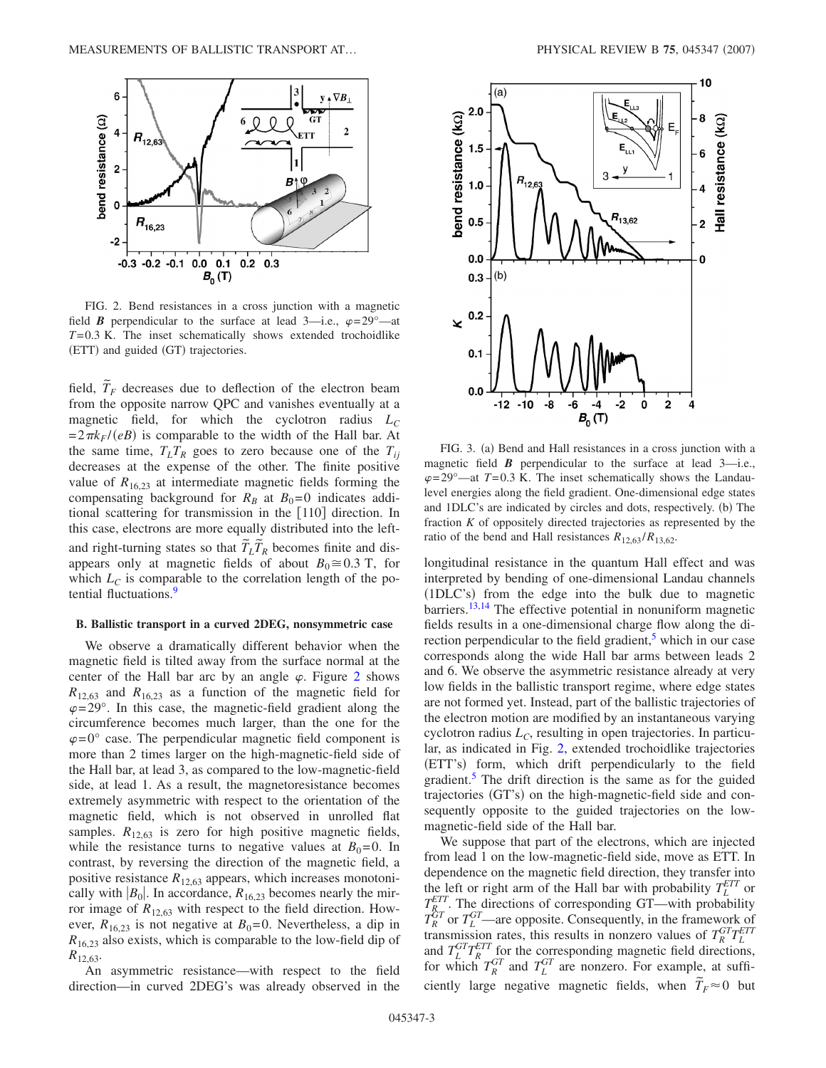FIG. 2. Bend resistances in a cross junction with a magnetic field $\boldsymbol{B}$ perpendicular to the surface at lead 3—i.e., $\varphi=29°$—at $T=0.3$ K. The inset schematically shows extended trochoidlike (ETT) and guided (GT) trajectories.

field, $\tilde{T}_F$ decreases due to deflection of the electron beam from the opposite narrow QPC and vanishes eventually at a magnetic field, for which the cyclotron radius $L_C = 2\pi k_F/(eB)$ is comparable to the width of the Hall bar. At the same time, $T_L T_R$ goes to zero because one of the $T_{ij}$ decreases at the expense of the other. The finite positive value of $R_{16,23}$ at intermediate magnetic fields forming the compensating background for $R_B$ at $B_0=0$ indicates additional scattering for transmission in the [110] direction. In this case, electrons are more equally distributed into the left- and right-turning states so that $\tilde{T}_L \tilde{T}_R$ becomes finite and disappears only at magnetic fields of about $B_0 \cong 0.3$ T, for which $L_C$ is comparable to the correlation length of the potential fluctuations.[9]

### B. Ballistic transport in a curved 2DEG, nonsymmetric case

We observe a dramatically different behavior when the magnetic field is tilted away from the surface normal at the center of the Hall bar arc by an angle $\varphi$. Figure 2 shows $R_{12,63}$ and $R_{16,23}$ as a function of the magnetic field for $\varphi=29°$. In this case, the magnetic-field gradient along the circumference becomes much larger, than the one for the $\varphi=0°$ case. The perpendicular magnetic field component is more than 2 times larger on the high-magnetic-field side of the Hall bar, at lead 3, as compared to the low-magnetic-field side, at lead 1. As a result, the magnetoresistance becomes extremely asymmetric with respect to the orientation of the magnetic field, which is not observed in unrolled flat samples. $R_{12,63}$ is zero for high positive magnetic fields, while the resistance turns to negative values at $B_0=0$. In contrast, by reversing the direction of the magnetic field, a positive resistance $R_{12,63}$ appears, which increases monotonically with $|B_0|$. In accordance, $R_{16,23}$ becomes nearly the mirror image of $R_{12,63}$ with respect to the field direction. However, $R_{16,23}$ is not negative at $B_0=0$. Nevertheless, a dip in $R_{16,23}$ also exists, which is comparable to the low-field dip of $R_{12,63}$.

An asymmetric resistance—with respect to the field direction—in curved 2DEG's was already observed in the longitudinal resistance in the quantum Hall effect and was interpreted by bending of one-dimensional Landau channels (1DLC's) from the edge into the bulk due to magnetic barriers.[13,14] The effective potential in nonuniform magnetic fields results in a one-dimensional charge flow along the direction perpendicular to the field gradient,[5] which in our case corresponds along the wide Hall bar arms between leads 2 and 6. We observe the asymmetric resistance already at very low fields in the ballistic transport regime, where edge states are not formed yet. Instead, part of the ballistic trajectories of the electron motion are modified by an instantaneous varying cyclotron radius $L_C$, resulting in open trajectories. In particular, as indicated in Fig. 2, extended trochoidlike trajectories (ETT's) form, which drift perpendicularly to the field gradient.[5] The drift direction is the same as for the guided trajectories (GT's) on the high-magnetic-field side and consequently opposite to the guided trajectories on the low-magnetic-field side of the Hall bar.

FIG. 3. (a) Bend and Hall resistances in a cross junction with a magnetic field $\boldsymbol{B}$ perpendicular to the surface at lead 3—i.e., $\varphi=29°$—at $T=0.3$ K. The inset schematically shows the Landau-level energies along the field gradient. One-dimensional edge states and 1DLC's are indicated by circles and dots, respectively. (b) The fraction $K$ of oppositely directed trajectories as represented by the ratio of the bend and Hall resistances $R_{12,63}/R_{13,62}$.

We suppose that part of the electrons, which are injected from lead 1 on the low-magnetic-field side, move as ETT. In dependence on the magnetic field direction, they transfer into the left or right arm of the Hall bar with probability $T_L^{ETT}$ or $T_R^{ETT}$. The directions of corresponding GT—with probability $T_R^{GT}$ or $T_L^{GT}$—are opposite. Consequently, in the framework of transmission rates, this results in nonzero values of $T_R^{GT} T_L^{ETT}$ and $T_L^{GT} T_R^{ETT}$ for the corresponding magnetic field directions, for which $T_R^{GT}$ and $T_L^{GT}$ are nonzero. For example, at sufficiently large negative magnetic fields, when $\tilde{T}_F \approx 0$ but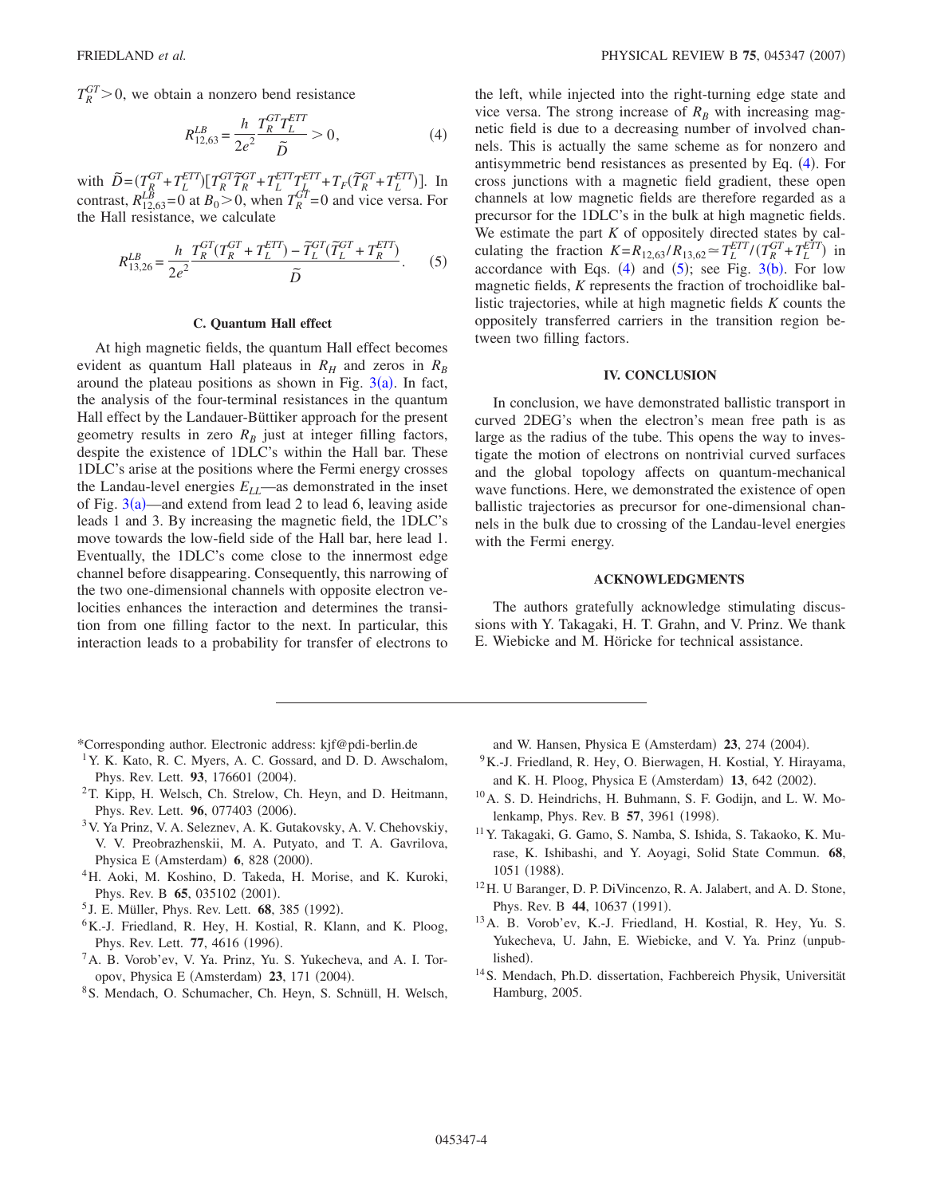$T_R^{GT}>0$, we obtain a nonzero bend resistance

$$R_{12,63}^{LB} = \frac{h}{2e^2}\frac{T_R^{GT}T_L^{ETT}}{\widetilde{D}} > 0, \tag{4}$$

with $\widetilde{D}=(T_R^{GT}+T_L^{ETT})[T_R^{GT}\widetilde{T}_R^{GT}+T_L^{ETT}T_L^{ETT}+T_F(\widetilde{T}_R^{GT}+T_L^{ETT})]$. In contrast, $R_{12,63}^{LB}=0$ at $B_0>0$, when $T_R^{GT}=0$ and vice versa. For the Hall resistance, we calculate

$$R_{13,26}^{LB} = \frac{h}{2e^2}\frac{T_R^{GT}(T_R^{GT}+T_L^{ETT}) - \widetilde{T}_L^{GT}(\widetilde{T}_L^{GT}+T_R^{ETT})}{\widetilde{D}}. \tag{5}$$

### C. Quantum Hall effect

At high magnetic fields, the quantum Hall effect becomes evident as quantum Hall plateaus in $R_H$ and zeros in $R_B$ around the plateau positions as shown in Fig. 3(a). In fact, the analysis of the four-terminal resistances in the quantum Hall effect by the Landauer-Büttiker approach for the present geometry results in zero $R_B$ just at integer filling factors, despite the existence of 1DLC's within the Hall bar. These 1DLC's arise at the positions where the Fermi energy crosses the Landau-level energies $E_{LL}$—as demonstrated in the inset of Fig. 3(a)—and extend from lead 2 to lead 6, leaving aside leads 1 and 3. By increasing the magnetic field, the 1DLC's move towards the low-field side of the Hall bar, here lead 1. Eventually, the 1DLC's come close to the innermost edge channel before disappearing. Consequently, this narrowing of the two one-dimensional channels with opposite electron velocities enhances the interaction and determines the transition from one filling factor to the next. In particular, this interaction leads to a probability for transfer of electrons to the left, while injected into the right-turning edge state and vice versa. The strong increase of $R_B$ with increasing magnetic field is due to a decreasing number of involved channels. This is actually the same scheme as for nonzero and antisymmetric bend resistances as presented by Eq. (4). For cross junctions with a magnetic field gradient, these open channels at low magnetic fields are therefore regarded as a precursor for the 1DLC's in the bulk at high magnetic fields. We estimate the part $K$ of oppositely directed states by calculating the fraction $K=R_{12,63}/R_{13,62}\simeq T_L^{ETT}/(T_R^{GT}+T_L^{ETT})$ in accordance with Eqs. (4) and (5); see Fig. 3(b). For low magnetic fields, $K$ represents the fraction of trochoidlike ballistic trajectories, while at high magnetic fields $K$ counts the oppositely transferred carriers in the transition region between two filling factors.

## IV. CONCLUSION

In conclusion, we have demonstrated ballistic transport in curved 2DEG's when the electron's mean free path is as large as the radius of the tube. This opens the way to investigate the motion of electrons on nontrivial curved surfaces and the global topology affects on quantum-mechanical wave functions. Here, we demonstrated the existence of open ballistic trajectories as precursor for one-dimensional channels in the bulk due to crossing of the Landau-level energies with the Fermi energy.

## ACKNOWLEDGMENTS

The authors gratefully acknowledge stimulating discussions with Y. Takagaki, H. T. Grahn, and V. Prinz. We thank E. Wiebicke and M. Höricke for technical assistance.

---

*Corresponding author. Electronic address: kjf@pdi-berlin.de

[1] Y. K. Kato, R. C. Myers, A. C. Gossard, and D. D. Awschalom, Phys. Rev. Lett. **93**, 176601 (2004).

[2] T. Kipp, H. Welsch, Ch. Strelow, Ch. Heyn, and D. Heitmann, Phys. Rev. Lett. **96**, 077403 (2006).

[3] V. Ya Prinz, V. A. Seleznev, A. K. Gutakovsky, A. V. Chehovskiy, V. V. Preobrazhenskii, M. A. Putyato, and T. A. Gavrilova, Physica E (Amsterdam) **6**, 828 (2000).

[4] H. Aoki, M. Koshino, D. Takeda, H. Morise, and K. Kuroki, Phys. Rev. B **65**, 035102 (2001).

[5] J. E. Müller, Phys. Rev. Lett. **68**, 385 (1992).

[6] K.-J. Friedland, R. Hey, H. Kostial, R. Klann, and K. Ploog, Phys. Rev. Lett. **77**, 4616 (1996).

[7] A. B. Vorob'ev, V. Ya. Prinz, Yu. S. Yukecheva, and A. I. Toropov, Physica E (Amsterdam) **23**, 171 (2004).

[8] S. Mendach, O. Schumacher, Ch. Heyn, S. Schnüll, H. Welsch, and W. Hansen, Physica E (Amsterdam) **23**, 274 (2004).

[9] K.-J. Friedland, R. Hey, O. Bierwagen, H. Kostial, Y. Hirayama, and K. H. Ploog, Physica E (Amsterdam) **13**, 642 (2002).

[10] A. S. D. Heindrichs, H. Buhmann, S. F. Godijn, and L. W. Molenkamp, Phys. Rev. B **57**, 3961 (1998).

[11] Y. Takagaki, G. Gamo, S. Namba, S. Ishida, S. Takaoko, K. Murase, K. Ishibashi, and Y. Aoyagi, Solid State Commun. **68**, 1051 (1988).

[12] H. U Baranger, D. P. DiVincenzo, R. A. Jalabert, and A. D. Stone, Phys. Rev. B **44**, 10637 (1991).

[13] A. B. Vorob'ev, K.-J. Friedland, H. Kostial, R. Hey, Yu. S. Yukecheva, K. Ishibashi, U. Jahn, E. Wiebicke, and V. Ya. Prinz (unpublished).

[14] S. Mendach, Ph.D. dissertation, Fachbereich Physik, Universität Hamburg, 2005.